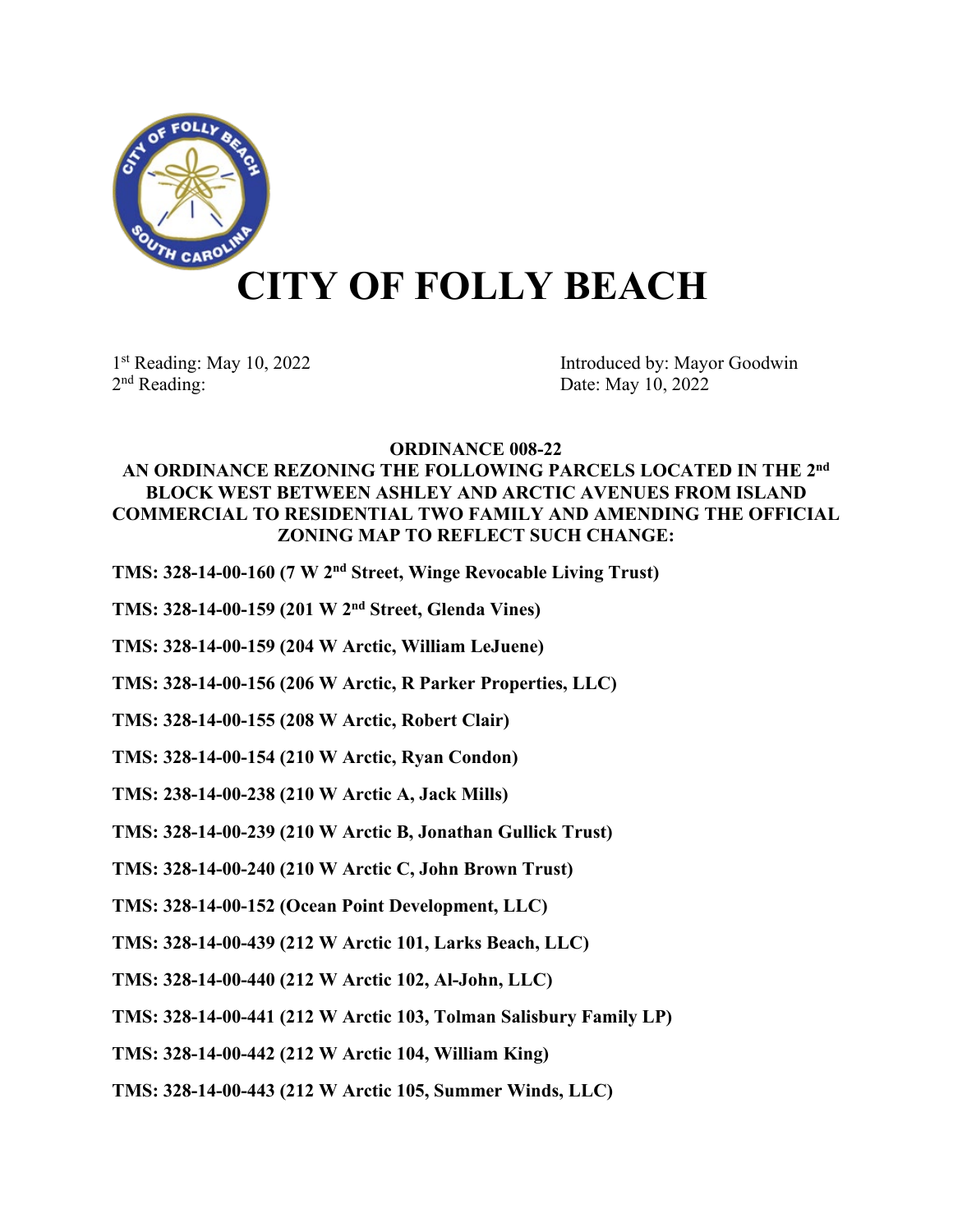# CITY OF FOLLY BEACH

1st Reading: May 10, 2022
2nd Reading:

Introduced by: Mayor Goodwin
Date: May 10, 2022

**ORDINANCE 008-22**

**AN ORDINANCE REZONING THE FOLLOWING PARCELS LOCATED IN THE 2nd BLOCK WEST BETWEEN ASHLEY AND ARCTIC AVENUES FROM ISLAND COMMERCIAL TO RESIDENTIAL TWO FAMILY AND AMENDING THE OFFICIAL ZONING MAP TO REFLECT SUCH CHANGE:**

**TMS: 328-14-00-160 (7 W 2nd Street, Winge Revocable Living Trust)**

**TMS: 328-14-00-159 (201 W 2nd Street, Glenda Vines)**

**TMS: 328-14-00-159 (204 W Arctic, William LeJuene)**

**TMS: 328-14-00-156 (206 W Arctic, R Parker Properties, LLC)**

**TMS: 328-14-00-155 (208 W Arctic, Robert Clair)**

**TMS: 328-14-00-154 (210 W Arctic, Ryan Condon)**

**TMS: 238-14-00-238 (210 W Arctic A, Jack Mills)**

**TMS: 328-14-00-239 (210 W Arctic B, Jonathan Gullick Trust)**

**TMS: 328-14-00-240 (210 W Arctic C, John Brown Trust)**

**TMS: 328-14-00-152 (Ocean Point Development, LLC)**

**TMS: 328-14-00-439 (212 W Arctic 101, Larks Beach, LLC)**

**TMS: 328-14-00-440 (212 W Arctic 102, Al-John, LLC)**

**TMS: 328-14-00-441 (212 W Arctic 103, Tolman Salisbury Family LP)**

**TMS: 328-14-00-442 (212 W Arctic 104, William King)**

**TMS: 328-14-00-443 (212 W Arctic 105, Summer Winds, LLC)**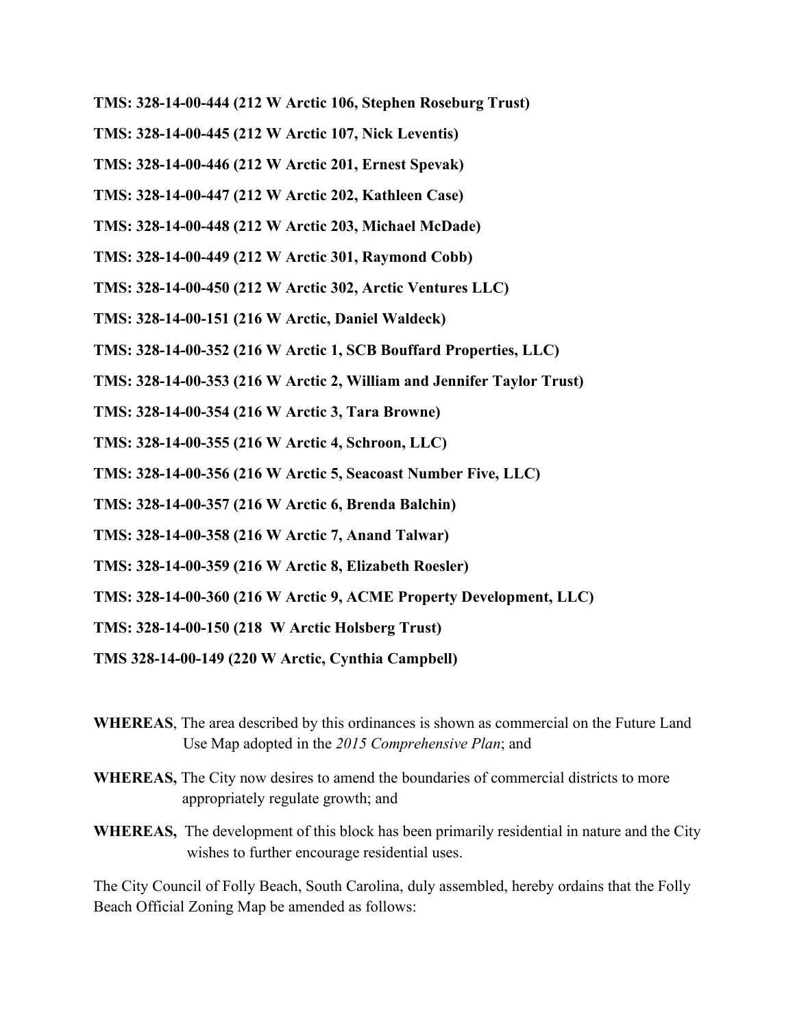**TMS: 328-14-00-444 (212 W Arctic 106, Stephen Roseburg Trust)**

**TMS: 328-14-00-445 (212 W Arctic 107, Nick Leventis)**

**TMS: 328-14-00-446 (212 W Arctic 201, Ernest Spevak)**

**TMS: 328-14-00-447 (212 W Arctic 202, Kathleen Case)**

**TMS: 328-14-00-448 (212 W Arctic 203, Michael McDade)**

**TMS: 328-14-00-449 (212 W Arctic 301, Raymond Cobb)**

**TMS: 328-14-00-450 (212 W Arctic 302, Arctic Ventures LLC)**

**TMS: 328-14-00-151 (216 W Arctic, Daniel Waldeck)**

**TMS: 328-14-00-352 (216 W Arctic 1, SCB Bouffard Properties, LLC)**

**TMS: 328-14-00-353 (216 W Arctic 2, William and Jennifer Taylor Trust)**

**TMS: 328-14-00-354 (216 W Arctic 3, Tara Browne)**

**TMS: 328-14-00-355 (216 W Arctic 4, Schroon, LLC)**

**TMS: 328-14-00-356 (216 W Arctic 5, Seacoast Number Five, LLC)**

**TMS: 328-14-00-357 (216 W Arctic 6, Brenda Balchin)**

**TMS: 328-14-00-358 (216 W Arctic 7, Anand Talwar)**

**TMS: 328-14-00-359 (216 W Arctic 8, Elizabeth Roesler)**

**TMS: 328-14-00-360 (216 W Arctic 9, ACME Property Development, LLC)**

**TMS: 328-14-00-150 (218 W Arctic Holsberg Trust)**

**TMS 328-14-00-149 (220 W Arctic, Cynthia Campbell)**

**WHEREAS**, The area described by this ordinances is shown as commercial on the Future Land Use Map adopted in the *2015 Comprehensive Plan*; and

**WHEREAS,** The City now desires to amend the boundaries of commercial districts to more appropriately regulate growth; and

**WHEREAS,** The development of this block has been primarily residential in nature and the City wishes to further encourage residential uses.

The City Council of Folly Beach, South Carolina, duly assembled, hereby ordains that the Folly Beach Official Zoning Map be amended as follows: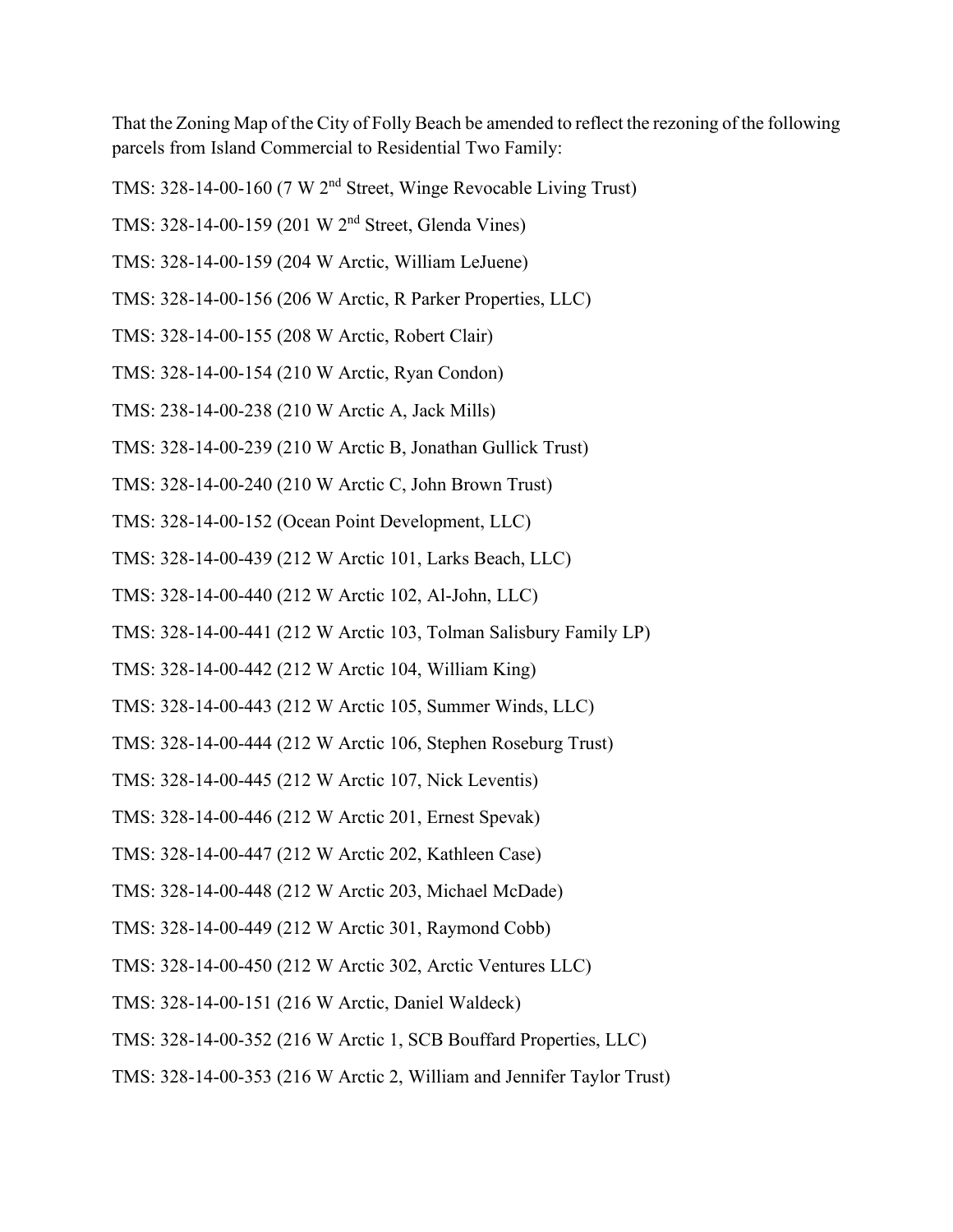That the Zoning Map of the City of Folly Beach be amended to reflect the rezoning of the following parcels from Island Commercial to Residential Two Family:

TMS: 328-14-00-160 (7 W 2nd Street, Winge Revocable Living Trust)

TMS: 328-14-00-159 (201 W 2nd Street, Glenda Vines)

TMS: 328-14-00-159 (204 W Arctic, William LeJuene)

TMS: 328-14-00-156 (206 W Arctic, R Parker Properties, LLC)

TMS: 328-14-00-155 (208 W Arctic, Robert Clair)

TMS: 328-14-00-154 (210 W Arctic, Ryan Condon)

TMS: 238-14-00-238 (210 W Arctic A, Jack Mills)

TMS: 328-14-00-239 (210 W Arctic B, Jonathan Gullick Trust)

TMS: 328-14-00-240 (210 W Arctic C, John Brown Trust)

TMS: 328-14-00-152 (Ocean Point Development, LLC)

TMS: 328-14-00-439 (212 W Arctic 101, Larks Beach, LLC)

TMS: 328-14-00-440 (212 W Arctic 102, Al-John, LLC)

TMS: 328-14-00-441 (212 W Arctic 103, Tolman Salisbury Family LP)

TMS: 328-14-00-442 (212 W Arctic 104, William King)

TMS: 328-14-00-443 (212 W Arctic 105, Summer Winds, LLC)

TMS: 328-14-00-444 (212 W Arctic 106, Stephen Roseburg Trust)

TMS: 328-14-00-445 (212 W Arctic 107, Nick Leventis)

TMS: 328-14-00-446 (212 W Arctic 201, Ernest Spevak)

TMS: 328-14-00-447 (212 W Arctic 202, Kathleen Case)

TMS: 328-14-00-448 (212 W Arctic 203, Michael McDade)

TMS: 328-14-00-449 (212 W Arctic 301, Raymond Cobb)

TMS: 328-14-00-450 (212 W Arctic 302, Arctic Ventures LLC)

TMS: 328-14-00-151 (216 W Arctic, Daniel Waldeck)

TMS: 328-14-00-352 (216 W Arctic 1, SCB Bouffard Properties, LLC)

TMS: 328-14-00-353 (216 W Arctic 2, William and Jennifer Taylor Trust)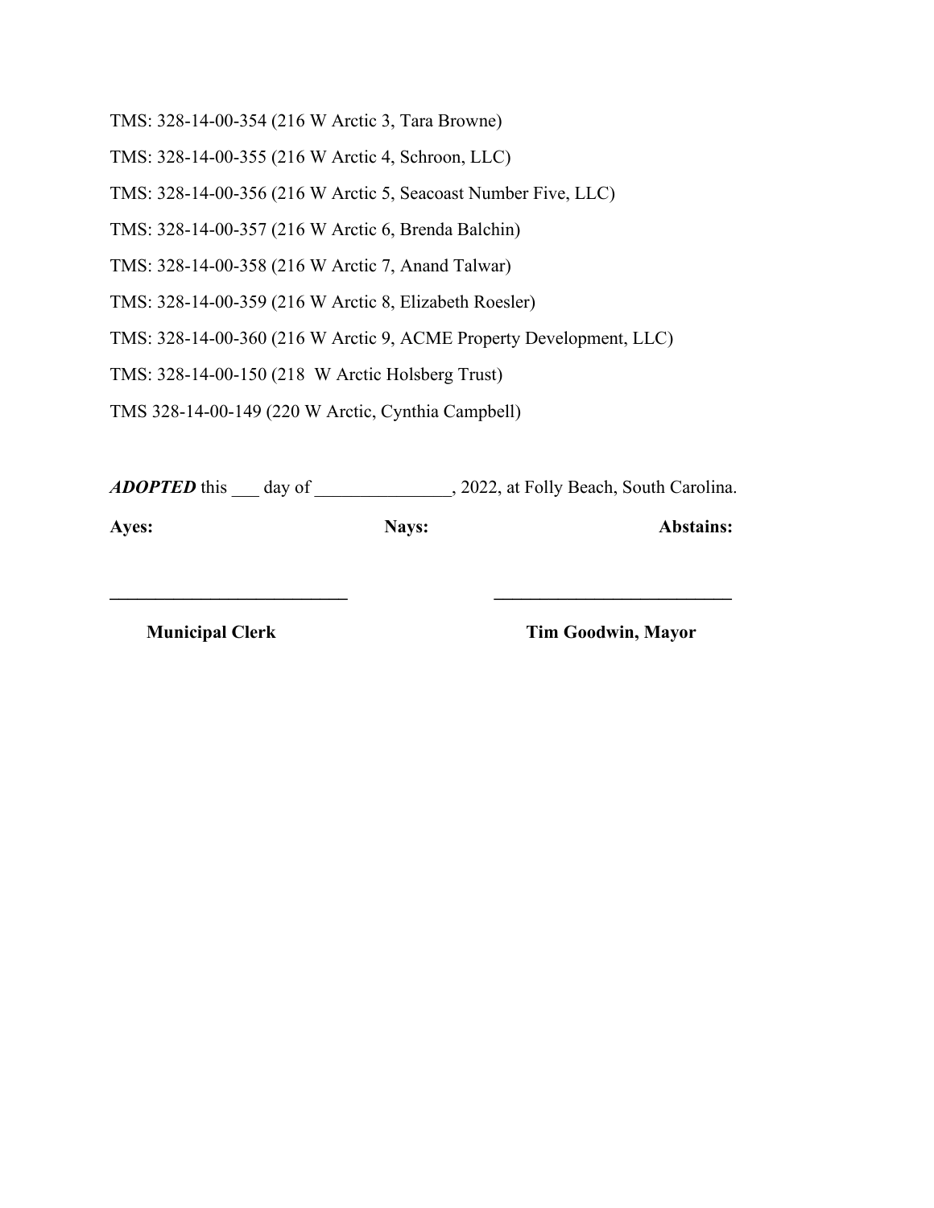TMS: 328-14-00-354 (216 W Arctic 3, Tara Browne)

TMS: 328-14-00-355 (216 W Arctic 4, Schroon, LLC)

TMS: 328-14-00-356 (216 W Arctic 5, Seacoast Number Five, LLC)

TMS: 328-14-00-357 (216 W Arctic 6, Brenda Balchin)

TMS: 328-14-00-358 (216 W Arctic 7, Anand Talwar)

TMS: 328-14-00-359 (216 W Arctic 8, Elizabeth Roesler)

TMS: 328-14-00-360 (216 W Arctic 9, ACME Property Development, LLC)

TMS: 328-14-00-150 (218  W Arctic Holsberg Trust)

TMS 328-14-00-149 (220 W Arctic, Cynthia Campbell)

***ADOPTED*** this ___ day of _______________, 2022, at Folly Beach, South Carolina.

**Ayes:** **Nays:** **Abstains:**

___________________________ ___________________________

**Municipal Clerk** **Tim Goodwin, Mayor**